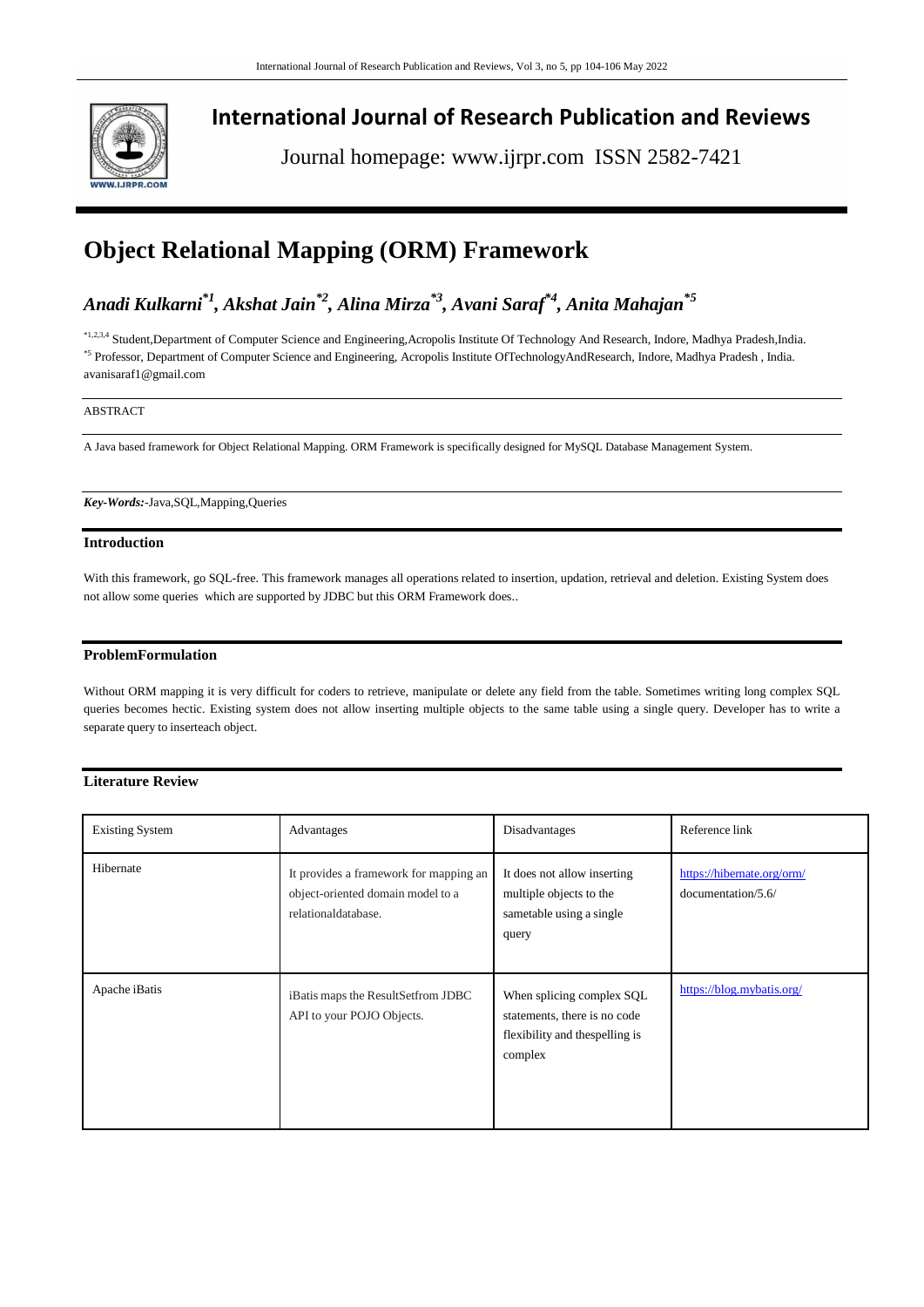# International Journal of Research Publication and Reviews

Journal homepage: www.ijrpr.com ISSN 2582-7421

# Object Relational Mapping (ORM) Framework

***Anadi Kulkarni*[*1], *Akshat Jain*[*2], *Alina Mirza*[*3], *Avani Saraf*[*4], *Anita Mahajan*[*5]**

[*1,2,3,4] Student,Department of Computer Science and Engineering,Acropolis Institute Of Technology And Research, Indore, Madhya Pradesh,India.
[*5] Professor, Department of Computer Science and Engineering, Acropolis Institute OfTechnologyAndResearch, Indore, Madhya Pradesh , India.
avanisaraf1@gmail.com

ABSTRACT

A Java based framework for Object Relational Mapping. ORM Framework is specifically designed for MySQL Database Management System.

***Key-Words:***-Java,SQL,Mapping,Queries

## Introduction

With this framework, go SQL-free. This framework manages all operations related to insertion, updation, retrieval and deletion. Existing System does not allow some queries which are supported by JDBC but this ORM Framework does..

## ProblemFormulation

Without ORM mapping it is very difficult for coders to retrieve, manipulate or delete any field from the table. Sometimes writing long complex SQL queries becomes hectic. Existing system does not allow inserting multiple objects to the same table using a single query. Developer has to write a separate query to inserteach object.

## Literature Review

| Existing System | Advantages | Disadvantages | Reference link |
|---|---|---|---|
| Hibernate | It provides a framework for mapping an object-oriented domain model to a relationaldatabase. | It does not allow inserting multiple objects to the sametable using a single query | https://hibernate.org/orm/documentation/5.6/ |
| Apache iBatis | iBatis maps the ResultSetfrom JDBC API to your POJO Objects. | When splicing complex SQL statements, there is no code flexibility and thespelling is complex | https://blog.mybatis.org/ |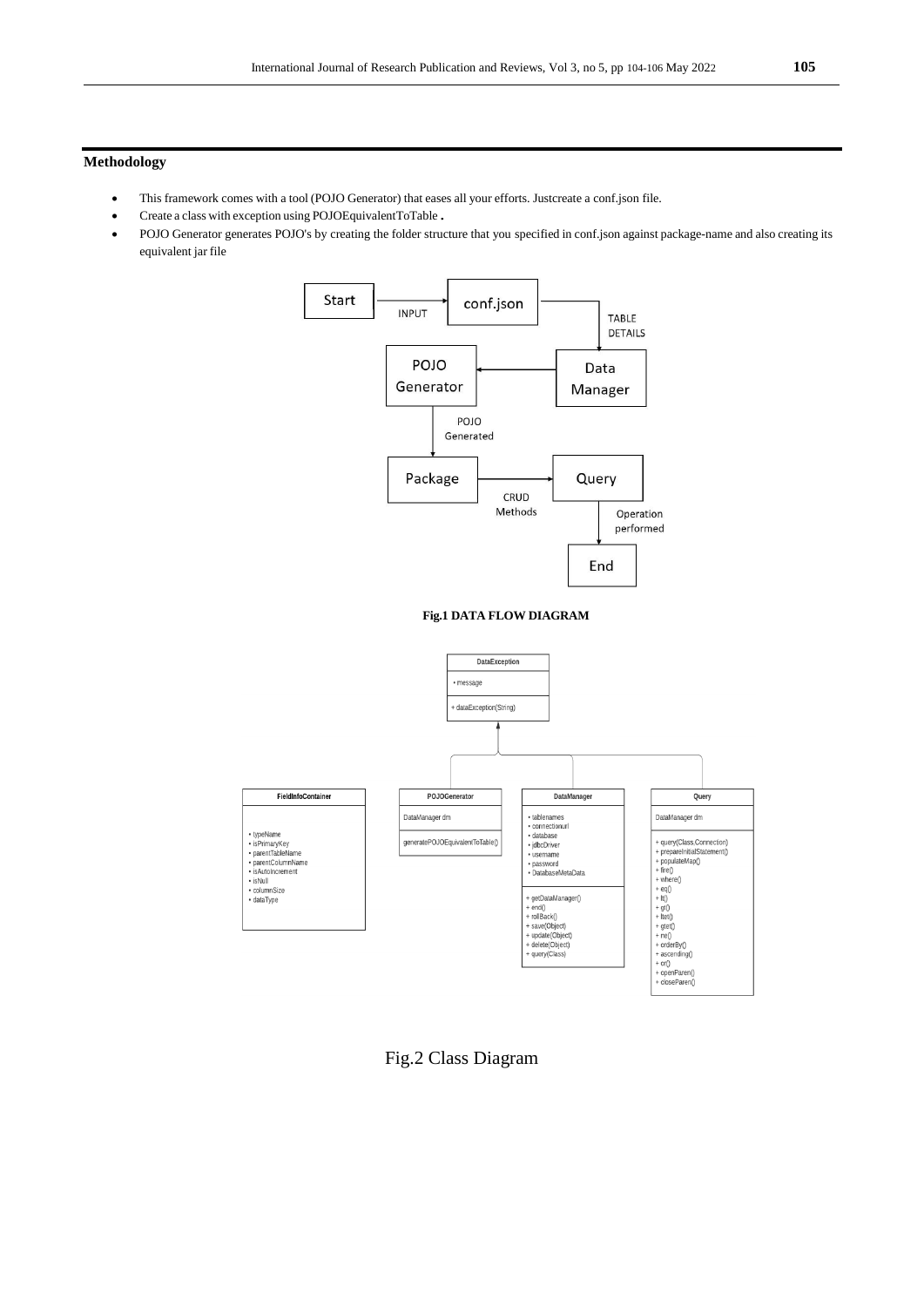## Methodology

- This framework comes with a tool (POJO Generator) that eases all your efforts. Justcreate a conf.json file.
- Create a class with exception using POJOEquivalentToTable .
- POJO Generator generates POJO's by creating the folder structure that you specified in conf.json against package-name and also creating its equivalent jar file

**Fig.1 DATA FLOW DIAGRAM**

Fig.2 Class Diagram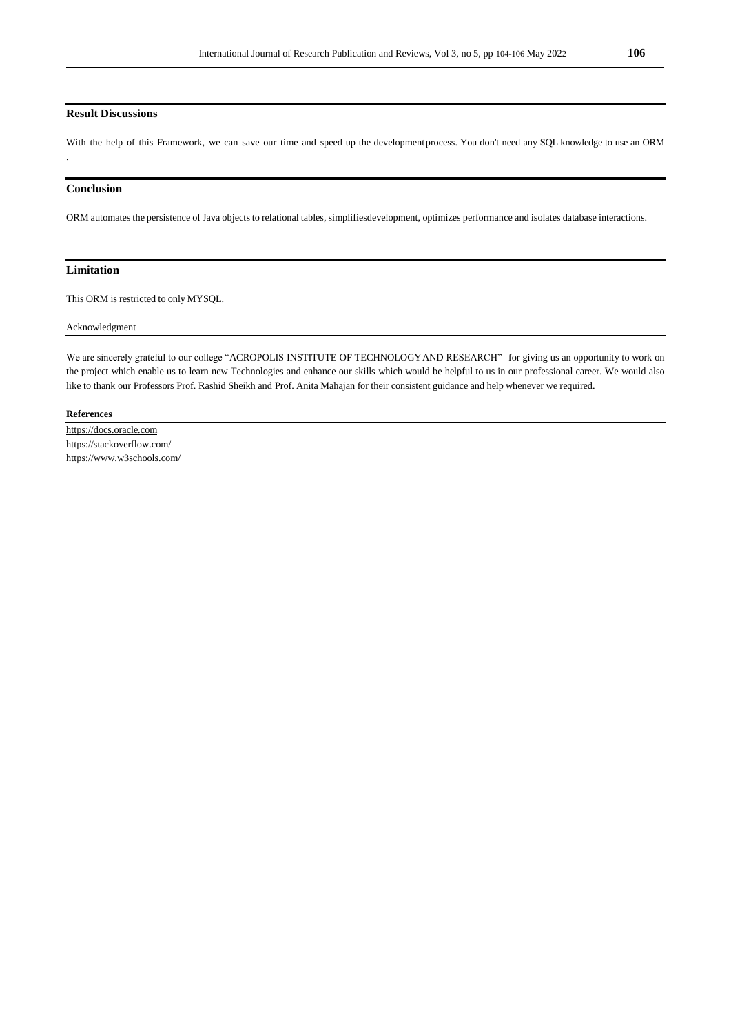## Result Discussions

With the help of this Framework, we can save our time and speed up the development process. You don't need any SQL knowledge to use an ORM .

## Conclusion

ORM automates the persistence of Java objects to relational tables, simplifiesdevelopment, optimizes performance and isolates database interactions.

## Limitation

This ORM is restricted to only MYSQL.

Acknowledgment

We are sincerely grateful to our college "ACROPOLIS INSTITUTE OF TECHNOLOGY AND RESEARCH" for giving us an opportunity to work on the project which enable us to learn new Technologies and enhance our skills which would be helpful to us in our professional career. We would also like to thank our Professors Prof. Rashid Sheikh and Prof. Anita Mahajan for their consistent guidance and help whenever we required.

**References**

https://docs.oracle.com
https://stackoverflow.com/
https://www.w3schools.com/